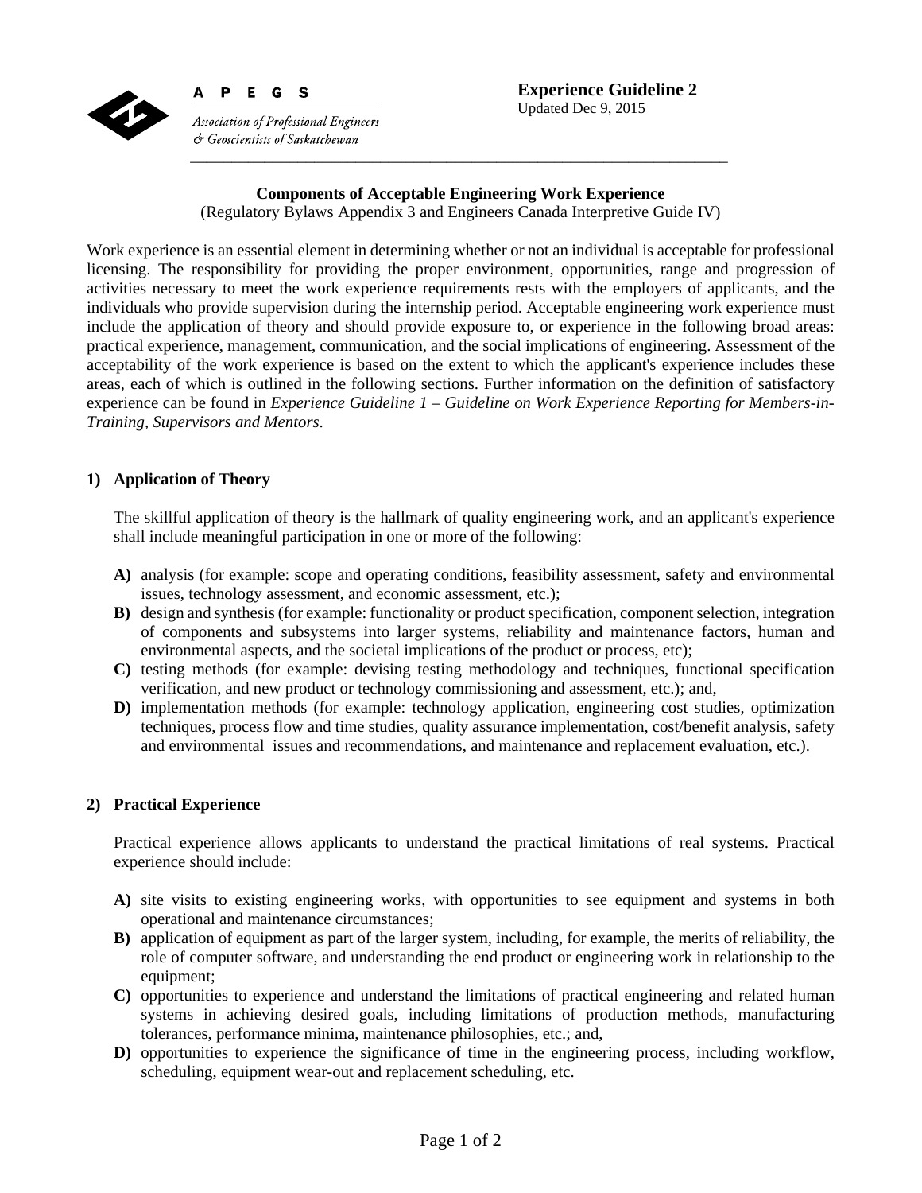APEGS

*Association of Professional Engineers & Geoscientists of Saskatchewan*

**Experience Guideline 2**
Updated Dec 9, 2015

**Components of Acceptable Engineering Work Experience**
(Regulatory Bylaws Appendix 3 and Engineers Canada Interpretive Guide IV)

Work experience is an essential element in determining whether or not an individual is acceptable for professional licensing. The responsibility for providing the proper environment, opportunities, range and progression of activities necessary to meet the work experience requirements rests with the employers of applicants, and the individuals who provide supervision during the internship period. Acceptable engineering work experience must include the application of theory and should provide exposure to, or experience in the following broad areas: practical experience, management, communication, and the social implications of engineering. Assessment of the acceptability of the work experience is based on the extent to which the applicant's experience includes these areas, each of which is outlined in the following sections. Further information on the definition of satisfactory experience can be found in *Experience Guideline 1 – Guideline on Work Experience Reporting for Members-in-Training, Supervisors and Mentors*.

## 1) Application of Theory

The skillful application of theory is the hallmark of quality engineering work, and an applicant's experience shall include meaningful participation in one or more of the following:

**A)** analysis (for example: scope and operating conditions, feasibility assessment, safety and environmental issues, technology assessment, and economic assessment, etc.);
**B)** design and synthesis (for example: functionality or product specification, component selection, integration of components and subsystems into larger systems, reliability and maintenance factors, human and environmental aspects, and the societal implications of the product or process, etc);
**C)** testing methods (for example: devising testing methodology and techniques, functional specification verification, and new product or technology commissioning and assessment, etc.); and,
**D)** implementation methods (for example: technology application, engineering cost studies, optimization techniques, process flow and time studies, quality assurance implementation, cost/benefit analysis, safety and environmental issues and recommendations, and maintenance and replacement evaluation, etc.).

## 2) Practical Experience

Practical experience allows applicants to understand the practical limitations of real systems. Practical experience should include:

**A)** site visits to existing engineering works, with opportunities to see equipment and systems in both operational and maintenance circumstances;
**B)** application of equipment as part of the larger system, including, for example, the merits of reliability, the role of computer software, and understanding the end product or engineering work in relationship to the equipment;
**C)** opportunities to experience and understand the limitations of practical engineering and related human systems in achieving desired goals, including limitations of production methods, manufacturing tolerances, performance minima, maintenance philosophies, etc.; and,
**D)** opportunities to experience the significance of time in the engineering process, including workflow, scheduling, equipment wear-out and replacement scheduling, etc.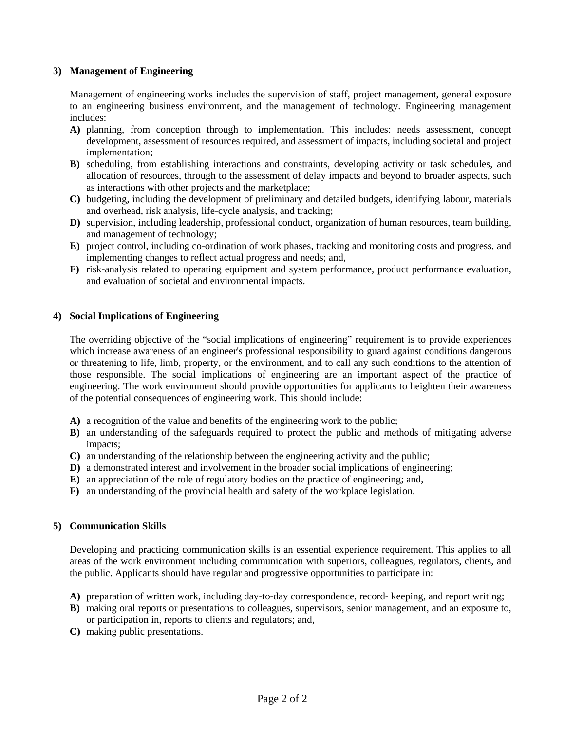### 3) Management of Engineering

Management of engineering works includes the supervision of staff, project management, general exposure to an engineering business environment, and the management of technology. Engineering management includes:

- **A)** planning, from conception through to implementation. This includes: needs assessment, concept development, assessment of resources required, and assessment of impacts, including societal and project implementation;
- **B)** scheduling, from establishing interactions and constraints, developing activity or task schedules, and allocation of resources, through to the assessment of delay impacts and beyond to broader aspects, such as interactions with other projects and the marketplace;
- **C)** budgeting, including the development of preliminary and detailed budgets, identifying labour, materials and overhead, risk analysis, life-cycle analysis, and tracking;
- **D)** supervision, including leadership, professional conduct, organization of human resources, team building, and management of technology;
- **E)** project control, including co-ordination of work phases, tracking and monitoring costs and progress, and implementing changes to reflect actual progress and needs; and,
- **F)** risk-analysis related to operating equipment and system performance, product performance evaluation, and evaluation of societal and environmental impacts.

### 4) Social Implications of Engineering

The overriding objective of the "social implications of engineering" requirement is to provide experiences which increase awareness of an engineer's professional responsibility to guard against conditions dangerous or threatening to life, limb, property, or the environment, and to call any such conditions to the attention of those responsible. The social implications of engineering are an important aspect of the practice of engineering. The work environment should provide opportunities for applicants to heighten their awareness of the potential consequences of engineering work. This should include:

- **A)** a recognition of the value and benefits of the engineering work to the public;
- **B)** an understanding of the safeguards required to protect the public and methods of mitigating adverse impacts;
- **C)** an understanding of the relationship between the engineering activity and the public;
- **D)** a demonstrated interest and involvement in the broader social implications of engineering;
- **E)** an appreciation of the role of regulatory bodies on the practice of engineering; and,
- **F)** an understanding of the provincial health and safety of the workplace legislation.

### 5) Communication Skills

Developing and practicing communication skills is an essential experience requirement. This applies to all areas of the work environment including communication with superiors, colleagues, regulators, clients, and the public. Applicants should have regular and progressive opportunities to participate in:

- **A)** preparation of written work, including day-to-day correspondence, record- keeping, and report writing;
- **B)** making oral reports or presentations to colleagues, supervisors, senior management, and an exposure to, or participation in, reports to clients and regulators; and,
- **C)** making public presentations.